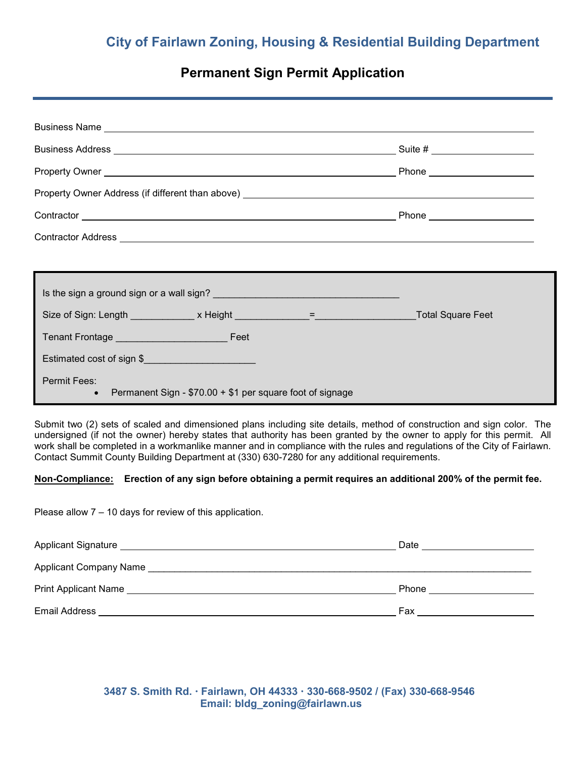## City of Fairlawn Zoning, Housing & Residential Building Department

# Permanent Sign Permit Application

Business Name ______________________________________________

Business Address ______________________________________ Suite # ______________

Property Owner ______________________________________ Phone ______________

Property Owner Address (if different than above) ______________________________

Contractor ______________________________________ Phone ______________

Contractor Address ______________________________________________

Is the sign a ground sign or a wall sign? ___________________________________

Size of Sign: Length ___________ x Height _____________=_________________Total Square Feet

Tenant Frontage ____________________ Feet

Estimated cost of sign $____________________

Permit Fees:

- Permanent Sign - $70.00 + $1 per square foot of signage

Submit two (2) sets of scaled and dimensioned plans including site details, method of construction and sign color. The undersigned (if not the owner) hereby states that authority has been granted by the owner to apply for this permit. All work shall be completed in a workmanlike manner and in compliance with the rules and regulations of the City of Fairlawn. Contact Summit County Building Department at (330) 630-7280 for any additional requirements.

**Non-Compliance:** **Erection of any sign before obtaining a permit requires an additional 200% of the permit fee.**

Please allow 7 – 10 days for review of this application.

Applicant Signature ______________________________________ Date ______________

Applicant Company Name ______________________________________________

Print Applicant Name ______________________________________ Phone ______________

Email Address ______________________________________ Fax ______________

**3487 S. Smith Rd. · Fairlawn, OH 44333 · 330-668-9502 / (Fax) 330-668-9546**
**Email: bldg_zoning@fairlawn.us**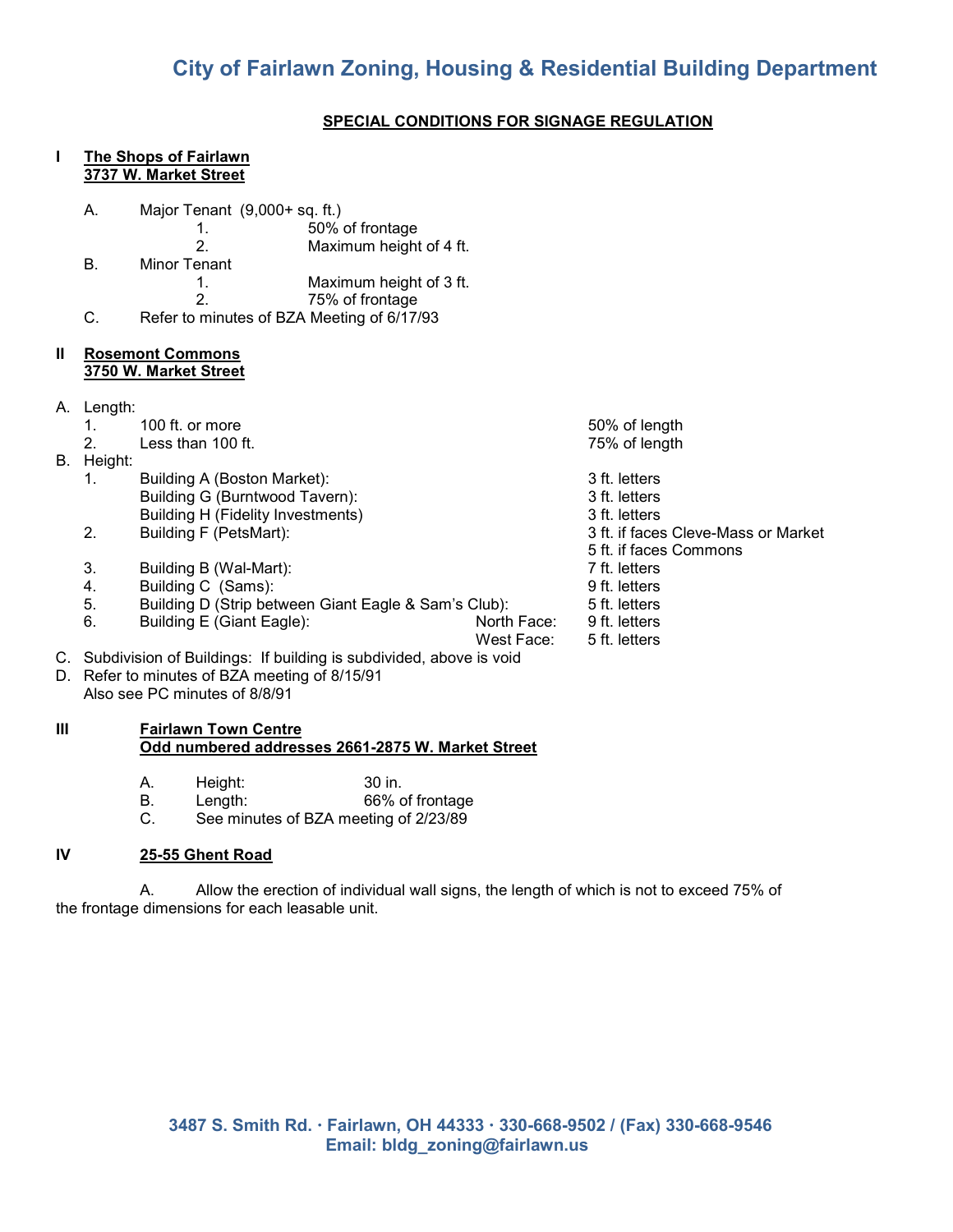# City of Fairlawn Zoning, Housing & Residential Building Department

## SPECIAL CONDITIONS FOR SIGNAGE REGULATION

### I The Shops of Fairlawn
### 3737 W. Market Street

A. Major Tenant (9,000+ sq. ft.)
   1. 50% of frontage
   2. Maximum height of 4 ft.

B. Minor Tenant
   1. Maximum height of 3 ft.
   2. 75% of frontage

C. Refer to minutes of BZA Meeting of 6/17/93

### II Rosemont Commons
### 3750 W. Market Street

A. Length:

| | | | |
|---|---|---|---|
| 1. | 100 ft. or more | | 50% of length |
| 2. | Less than 100 ft. | | 75% of length |

B. Height:

| | | | |
|---|---|---|---|
| 1. | Building A (Boston Market): | | 3 ft. letters |
| | Building G (Burntwood Tavern): | | 3 ft. letters |
| | Building H (Fidelity Investments) | | 3 ft. letters |
| 2. | Building F (PetsMart): | | 3 ft. if faces Cleve-Mass or Market |
| | | | 5 ft. if faces Commons |
| 3. | Building B (Wal-Mart): | | 7 ft. letters |
| 4. | Building C (Sams): | | 9 ft. letters |
| 5. | Building D (Strip between Giant Eagle & Sam's Club): | | 5 ft. letters |
| 6. | Building E (Giant Eagle): | North Face: | 9 ft. letters |
| | | West Face: | 5 ft. letters |

C. Subdivision of Buildings: If building is subdivided, above is void

D. Refer to minutes of BZA meeting of 8/15/91
   Also see PC minutes of 8/8/91

### III Fairlawn Town Centre
### Odd numbered addresses 2661-2875 W. Market Street

A. Height: 30 in.

B. Length: 66% of frontage

C. See minutes of BZA meeting of 2/23/89

### IV 25-55 Ghent Road

A. Allow the erection of individual wall signs, the length of which is not to exceed 75% of the frontage dimensions for each leasable unit.

3487 S. Smith Rd. · Fairlawn, OH 44333 · 330-668-9502 / (Fax) 330-668-9546
Email: bldg_zoning@fairlawn.us